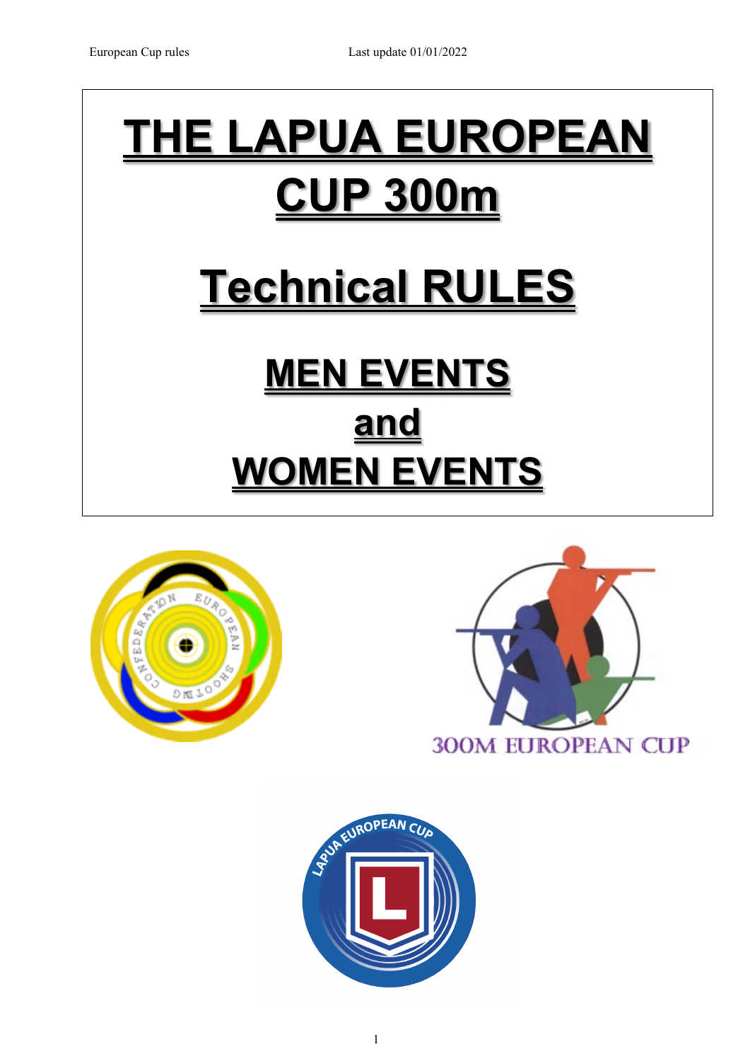# THE LAPUA EUROPEAN CUP 300m

# Technical RULES

## MEN EVENTS
## and
## WOMEN EVENTS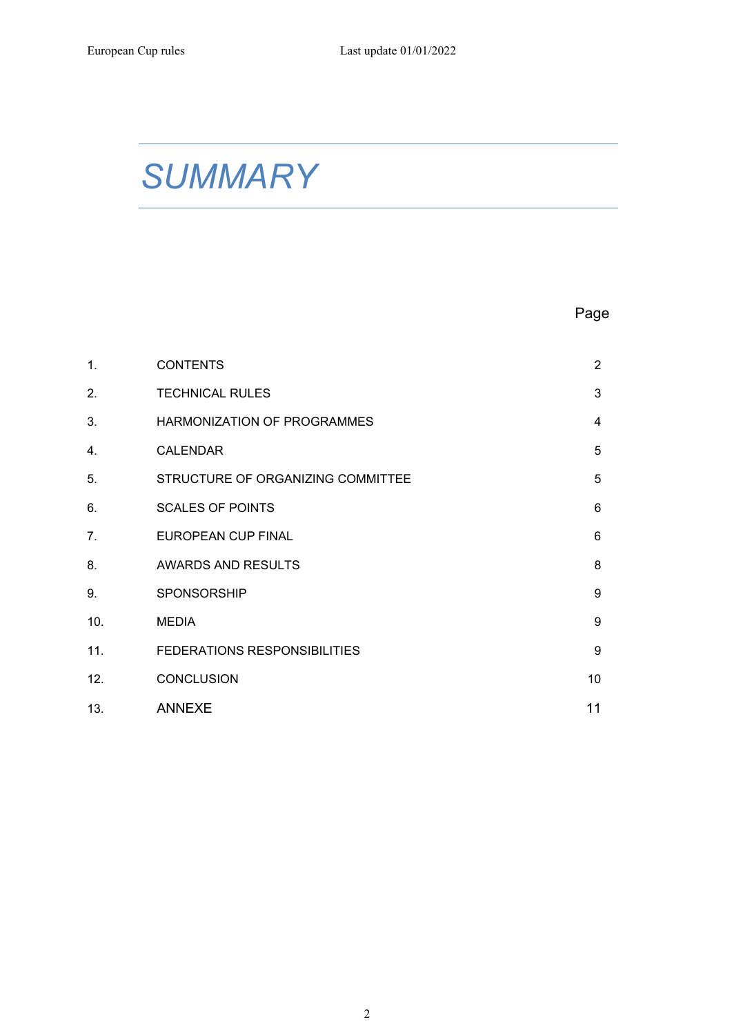# SUMMARY

| | | Page |
|---|---|---|
| 1. | CONTENTS | 2 |
| 2. | TECHNICAL RULES | 3 |
| 3. | HARMONIZATION OF PROGRAMMES | 4 |
| 4. | CALENDAR | 5 |
| 5. | STRUCTURE OF ORGANIZING COMMITTEE | 5 |
| 6. | SCALES OF POINTS | 6 |
| 7. | EUROPEAN CUP FINAL | 6 |
| 8. | AWARDS AND RESULTS | 8 |
| 9. | SPONSORSHIP | 9 |
| 10. | MEDIA | 9 |
| 11. | FEDERATIONS RESPONSIBILITIES | 9 |
| 12. | CONCLUSION | 10 |
| 13. | ANNEXE | 11 |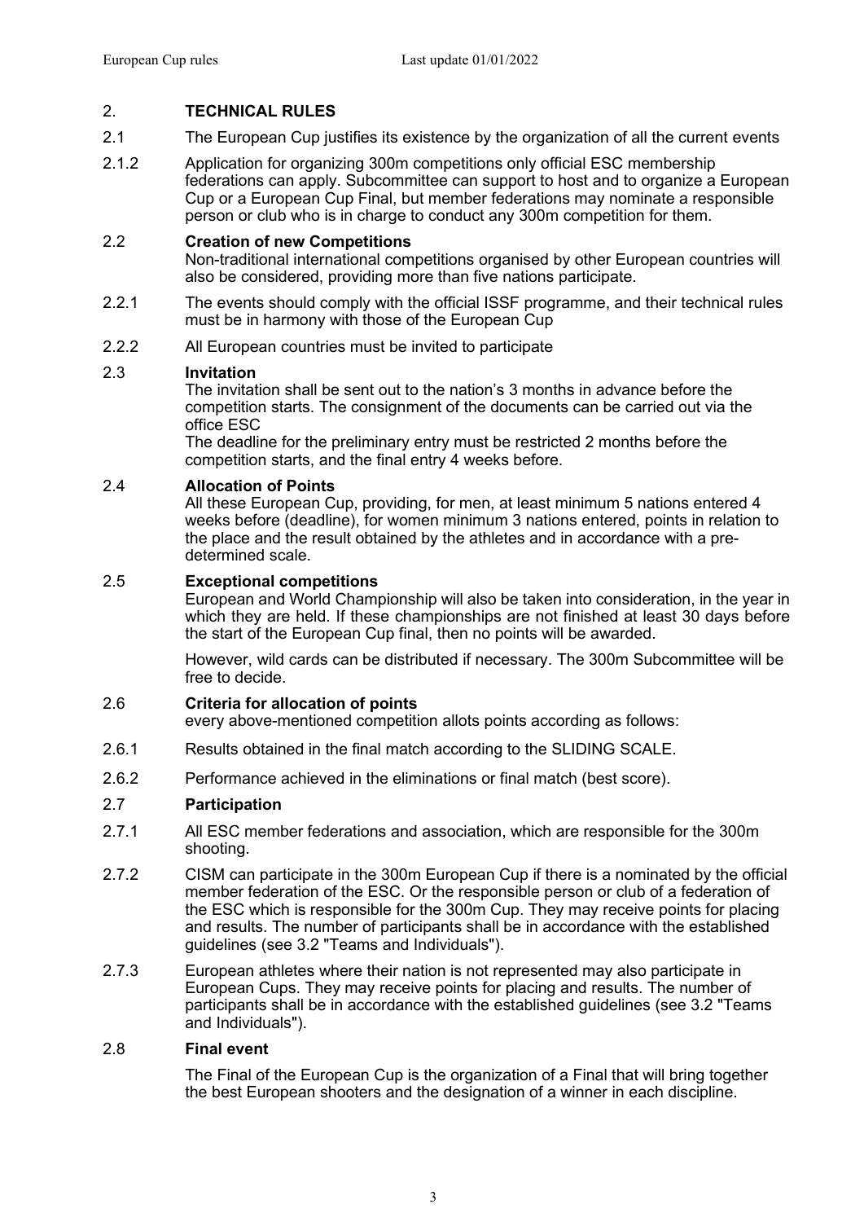## 2. TECHNICAL RULES

2.1 The European Cup justifies its existence by the organization of all the current events

2.1.2 Application for organizing 300m competitions only official ESC membership federations can apply. Subcommittee can support to host and to organize a European Cup or a European Cup Final, but member federations may nominate a responsible person or club who is in charge to conduct any 300m competition for them.

### 2.2 Creation of new Competitions

Non-traditional international competitions organised by other European countries will also be considered, providing more than five nations participate.

2.2.1 The events should comply with the official ISSF programme, and their technical rules must be in harmony with those of the European Cup

2.2.2 All European countries must be invited to participate

### 2.3 Invitation

The invitation shall be sent out to the nation's 3 months in advance before the competition starts. The consignment of the documents can be carried out via the office ESC

The deadline for the preliminary entry must be restricted 2 months before the competition starts, and the final entry 4 weeks before.

### 2.4 Allocation of Points

All these European Cup, providing, for men, at least minimum 5 nations entered 4 weeks before (deadline), for women minimum 3 nations entered, points in relation to the place and the result obtained by the athletes and in accordance with a pre-determined scale.

### 2.5 Exceptional competitions

European and World Championship will also be taken into consideration, in the year in which they are held. If these championships are not finished at least 30 days before the start of the European Cup final, then no points will be awarded.

However, wild cards can be distributed if necessary. The 300m Subcommittee will be free to decide.

### 2.6 Criteria for allocation of points

every above-mentioned competition allots points according as follows:

2.6.1 Results obtained in the final match according to the SLIDING SCALE.

2.6.2 Performance achieved in the eliminations or final match (best score).

### 2.7 Participation

2.7.1 All ESC member federations and association, which are responsible for the 300m shooting.

2.7.2 CISM can participate in the 300m European Cup if there is a nominated by the official member federation of the ESC. Or the responsible person or club of a federation of the ESC which is responsible for the 300m Cup. They may receive points for placing and results. The number of participants shall be in accordance with the established guidelines (see 3.2 "Teams and Individuals").

2.7.3 European athletes where their nation is not represented may also participate in European Cups. They may receive points for placing and results. The number of participants shall be in accordance with the established guidelines (see 3.2 "Teams and Individuals").

### 2.8 Final event

The Final of the European Cup is the organization of a Final that will bring together the best European shooters and the designation of a winner in each discipline.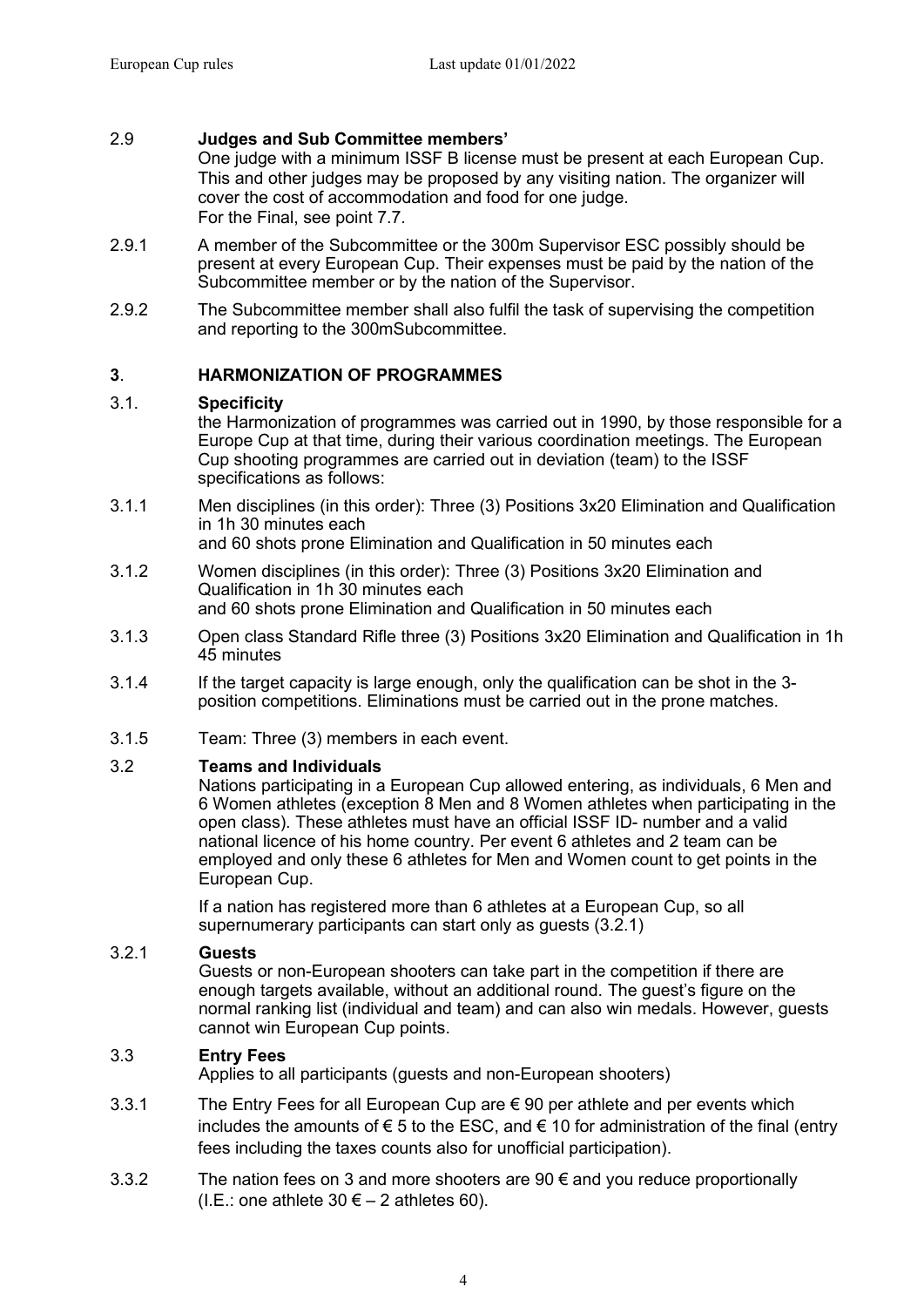### 2.9 Judges and Sub Committee members'

One judge with a minimum ISSF B license must be present at each European Cup. This and other judges may be proposed by any visiting nation. The organizer will cover the cost of accommodation and food for one judge.
For the Final, see point 7.7.

2.9.1 A member of the Subcommittee or the 300m Supervisor ESC possibly should be present at every European Cup. Their expenses must be paid by the nation of the Subcommittee member or by the nation of the Supervisor.

2.9.2 The Subcommittee member shall also fulfil the task of supervising the competition and reporting to the 300mSubcommittee.

## 3. HARMONIZATION OF PROGRAMMES

### 3.1. Specificity

the Harmonization of programmes was carried out in 1990, by those responsible for a Europe Cup at that time, during their various coordination meetings. The European Cup shooting programmes are carried out in deviation (team) to the ISSF specifications as follows:

3.1.1 Men disciplines (in this order): Three (3) Positions 3x20 Elimination and Qualification in 1h 30 minutes each
and 60 shots prone Elimination and Qualification in 50 minutes each

3.1.2 Women disciplines (in this order): Three (3) Positions 3x20 Elimination and Qualification in 1h 30 minutes each
and 60 shots prone Elimination and Qualification in 50 minutes each

3.1.3 Open class Standard Rifle three (3) Positions 3x20 Elimination and Qualification in 1h 45 minutes

3.1.4 If the target capacity is large enough, only the qualification can be shot in the 3-position competitions. Eliminations must be carried out in the prone matches.

3.1.5 Team: Three (3) members in each event.

### 3.2 Teams and Individuals

Nations participating in a European Cup allowed entering, as individuals, 6 Men and 6 Women athletes (exception 8 Men and 8 Women athletes when participating in the open class). These athletes must have an official ISSF ID- number and a valid national licence of his home country. Per event 6 athletes and 2 team can be employed and only these 6 athletes for Men and Women count to get points in the European Cup.

If a nation has registered more than 6 athletes at a European Cup, so all supernumerary participants can start only as guests (3.2.1)

### 3.2.1 Guests

Guests or non-European shooters can take part in the competition if there are enough targets available, without an additional round. The guest's figure on the normal ranking list (individual and team) and can also win medals. However, guests cannot win European Cup points.

### 3.3 Entry Fees

Applies to all participants (guests and non-European shooters)

3.3.1 The Entry Fees for all European Cup are € 90 per athlete and per events which includes the amounts of € 5 to the ESC, and € 10 for administration of the final (entry fees including the taxes counts also for unofficial participation).

3.3.2 The nation fees on 3 and more shooters are 90 € and you reduce proportionally (I.E.: one athlete 30 € – 2 athletes 60).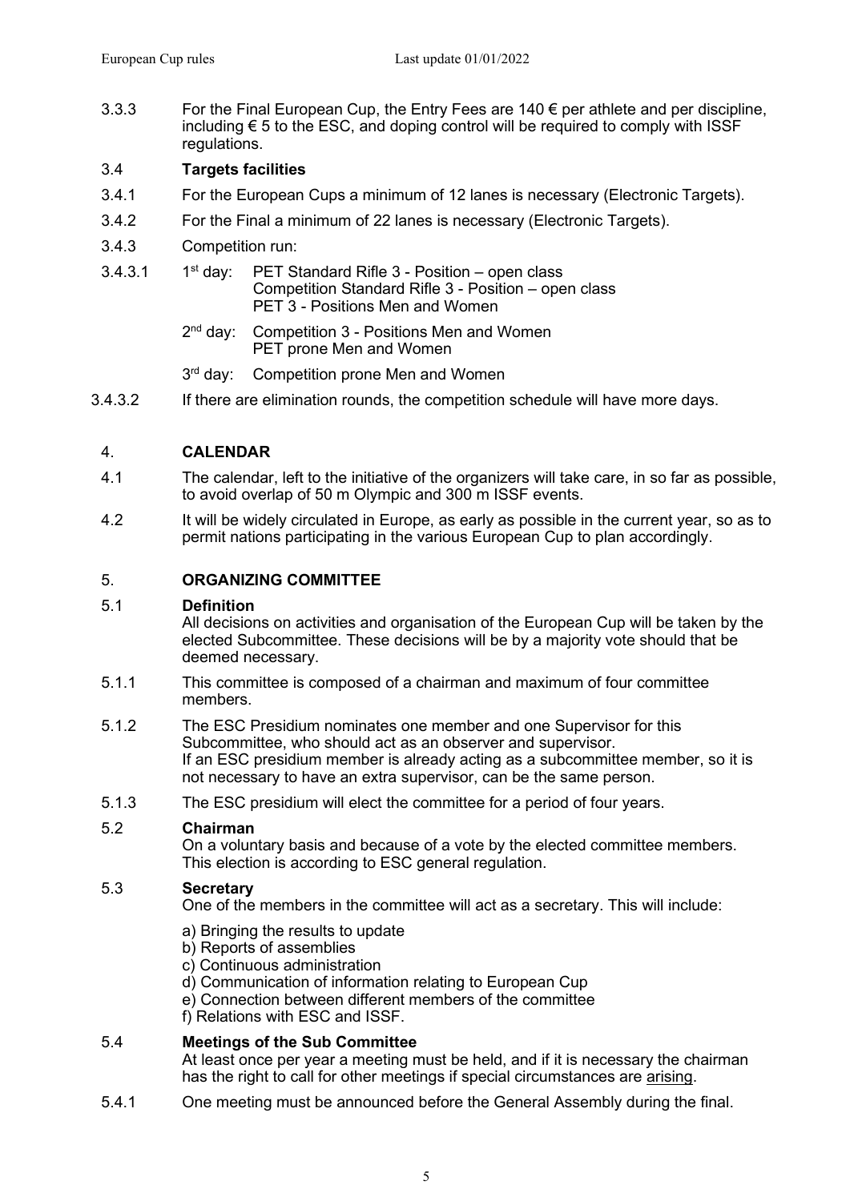3.3.3 For the Final European Cup, the Entry Fees are 140 € per athlete and per discipline, including € 5 to the ESC, and doping control will be required to comply with ISSF regulations.

3.4 **Targets facilities**

3.4.1 For the European Cups a minimum of 12 lanes is necessary (Electronic Targets).

3.4.2 For the Final a minimum of 22 lanes is necessary (Electronic Targets).

3.4.3 Competition run:

3.4.3.1 1st day: PET Standard Rifle 3 - Position – open class
Competition Standard Rifle 3 - Position – open class
PET 3 - Positions Men and Women

2nd day: Competition 3 - Positions Men and Women
PET prone Men and Women

3rd day: Competition prone Men and Women

3.4.3.2 If there are elimination rounds, the competition schedule will have more days.

## 4. CALENDAR

4.1 The calendar, left to the initiative of the organizers will take care, in so far as possible, to avoid overlap of 50 m Olympic and 300 m ISSF events.

4.2 It will be widely circulated in Europe, as early as possible in the current year, so as to permit nations participating in the various European Cup to plan accordingly.

## 5. ORGANIZING COMMITTEE

5.1 **Definition**
All decisions on activities and organisation of the European Cup will be taken by the elected Subcommittee. These decisions will be by a majority vote should that be deemed necessary.

5.1.1 This committee is composed of a chairman and maximum of four committee members.

5.1.2 The ESC Presidium nominates one member and one Supervisor for this Subcommittee, who should act as an observer and supervisor.
If an ESC presidium member is already acting as a subcommittee member, so it is not necessary to have an extra supervisor, can be the same person.

5.1.3 The ESC presidium will elect the committee for a period of four years.

5.2 **Chairman**
On a voluntary basis and because of a vote by the elected committee members. This election is according to ESC general regulation.

5.3 **Secretary**
One of the members in the committee will act as a secretary. This will include:

a) Bringing the results to update
b) Reports of assemblies
c) Continuous administration
d) Communication of information relating to European Cup
e) Connection between different members of the committee
f) Relations with ESC and ISSF.

5.4 **Meetings of the Sub Committee**
At least once per year a meeting must be held, and if it is necessary the chairman has the right to call for other meetings if special circumstances are arising.

5.4.1 One meeting must be announced before the General Assembly during the final.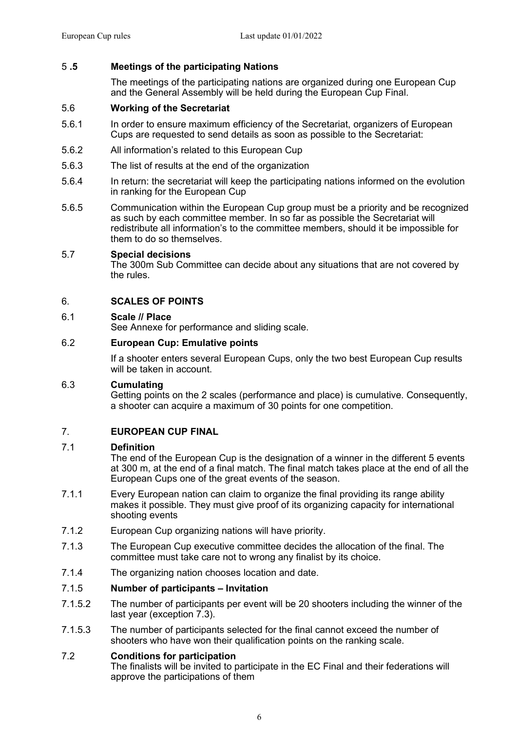## 5.5 Meetings of the participating Nations

The meetings of the participating nations are organized during one European Cup and the General Assembly will be held during the European Cup Final.

## 5.6 Working of the Secretariat

5.6.1 In order to ensure maximum efficiency of the Secretariat, organizers of European Cups are requested to send details as soon as possible to the Secretariat:

5.6.2 All information's related to this European Cup

5.6.3 The list of results at the end of the organization

5.6.4 In return: the secretariat will keep the participating nations informed on the evolution in ranking for the European Cup

5.6.5 Communication within the European Cup group must be a priority and be recognized as such by each committee member. In so far as possible the Secretariat will redistribute all information's to the committee members, should it be impossible for them to do so themselves.

## 5.7 Special decisions

The 300m Sub Committee can decide about any situations that are not covered by the rules.

# 6. SCALES OF POINTS

## 6.1 Scale // Place

See Annexe for performance and sliding scale.

## 6.2 European Cup: Emulative points

If a shooter enters several European Cups, only the two best European Cup results will be taken in account.

## 6.3 Cumulating

Getting points on the 2 scales (performance and place) is cumulative. Consequently, a shooter can acquire a maximum of 30 points for one competition.

# 7. EUROPEAN CUP FINAL

## 7.1 Definition

The end of the European Cup is the designation of a winner in the different 5 events at 300 m, at the end of a final match. The final match takes place at the end of all the European Cups one of the great events of the season.

7.1.1 Every European nation can claim to organize the final providing its range ability makes it possible. They must give proof of its organizing capacity for international shooting events

7.1.2 European Cup organizing nations will have priority.

7.1.3 The European Cup executive committee decides the allocation of the final. The committee must take care not to wrong any finalist by its choice.

7.1.4 The organizing nation chooses location and date.

### 7.1.5 Number of participants – Invitation

7.1.5.2 The number of participants per event will be 20 shooters including the winner of the last year (exception 7.3).

7.1.5.3 The number of participants selected for the final cannot exceed the number of shooters who have won their qualification points on the ranking scale.

## 7.2 Conditions for participation

The finalists will be invited to participate in the EC Final and their federations will approve the participations of them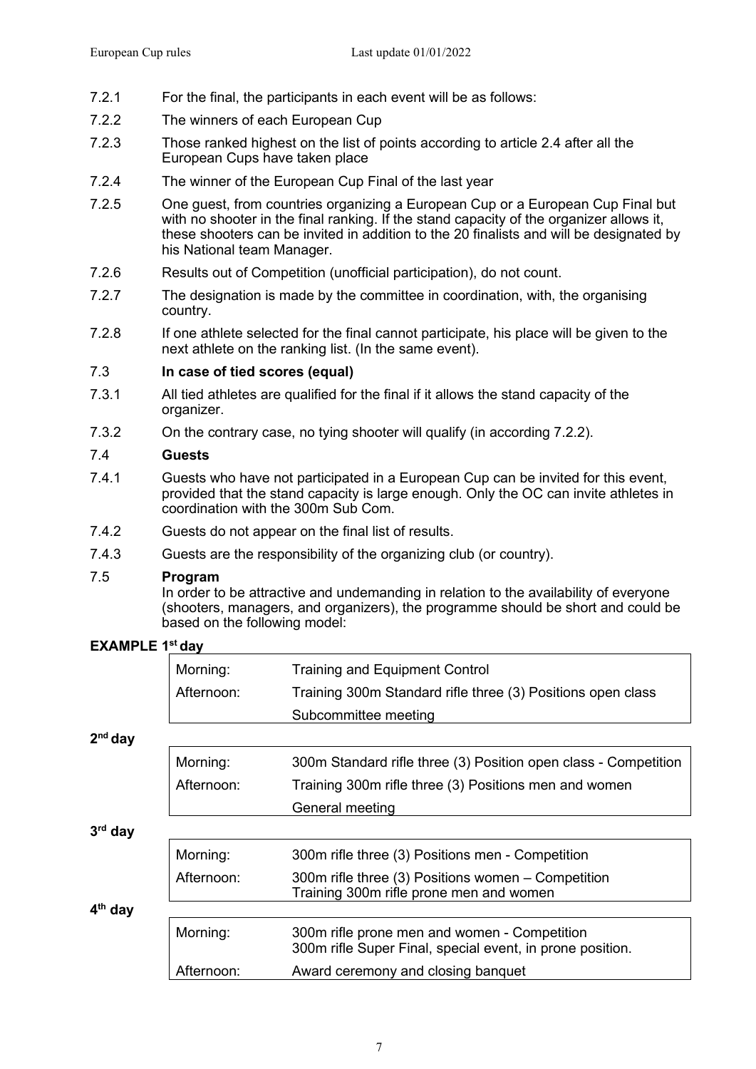7.2.1 For the final, the participants in each event will be as follows:

7.2.2 The winners of each European Cup

7.2.3 Those ranked highest on the list of points according to article 2.4 after all the European Cups have taken place

7.2.4 The winner of the European Cup Final of the last year

7.2.5 One guest, from countries organizing a European Cup or a European Cup Final but with no shooter in the final ranking. If the stand capacity of the organizer allows it, these shooters can be invited in addition to the 20 finalists and will be designated by his National team Manager.

7.2.6 Results out of Competition (unofficial participation), do not count.

7.2.7 The designation is made by the committee in coordination, with, the organising country.

7.2.8 If one athlete selected for the final cannot participate, his place will be given to the next athlete on the ranking list. (In the same event).

### 7.3 In case of tied scores (equal)

7.3.1 All tied athletes are qualified for the final if it allows the stand capacity of the organizer.

7.3.2 On the contrary case, no tying shooter will qualify (in according 7.2.2).

### 7.4 Guests

7.4.1 Guests who have not participated in a European Cup can be invited for this event, provided that the stand capacity is large enough. Only the OC can invite athletes in coordination with the 300m Sub Com.

7.4.2 Guests do not appear on the final list of results.

7.4.3 Guests are the responsibility of the organizing club (or country).

### 7.5 Program

In order to be attractive and undemanding in relation to the availability of everyone (shooters, managers, and organizers), the programme should be short and could be based on the following model:

**EXAMPLE 1st day**

| | |
|---|---|
| Morning: | Training and Equipment Control |
| Afternoon: | Training 300m Standard rifle three (3) Positions open class |
| | Subcommittee meeting |

**2nd day**

| | |
|---|---|
| Morning: | 300m Standard rifle three (3) Position open class - Competition |
| Afternoon: | Training 300m rifle three (3) Positions men and women |
| | General meeting |

**3rd day**

| | |
|---|---|
| Morning: | 300m rifle three (3) Positions men - Competition |
| Afternoon: | 300m rifle three (3) Positions women – Competition<br>Training 300m rifle prone men and women |

**4th day**

| | |
|---|---|
| Morning: | 300m rifle prone men and women - Competition<br>300m rifle Super Final, special event, in prone position. |
| Afternoon: | Award ceremony and closing banquet |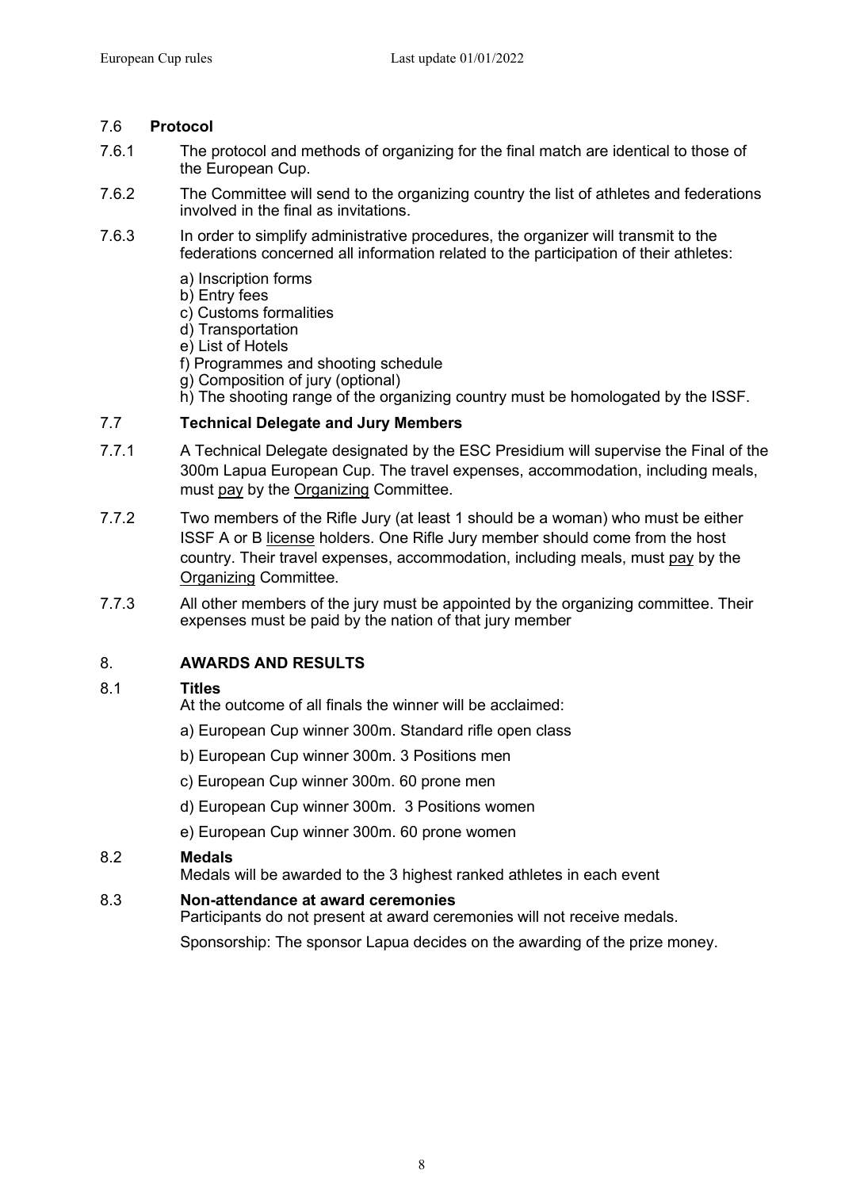## 7.6 **Protocol**

7.6.1 The protocol and methods of organizing for the final match are identical to those of the European Cup.

7.6.2 The Committee will send to the organizing country the list of athletes and federations involved in the final as invitations.

7.6.3 In order to simplify administrative procedures, the organizer will transmit to the federations concerned all information related to the participation of their athletes:

a) Inscription forms
b) Entry fees
c) Customs formalities
d) Transportation
e) List of Hotels
f) Programmes and shooting schedule
g) Composition of jury (optional)
h) The shooting range of the organizing country must be homologated by the ISSF.

## 7.7 **Technical Delegate and Jury Members**

7.7.1 A Technical Delegate designated by the ESC Presidium will supervise the Final of the 300m Lapua European Cup. The travel expenses, accommodation, including meals, must pay by the Organizing Committee.

7.7.2 Two members of the Rifle Jury (at least 1 should be a woman) who must be either ISSF A or B license holders. One Rifle Jury member should come from the host country. Their travel expenses, accommodation, including meals, must pay by the Organizing Committee.

7.7.3 All other members of the jury must be appointed by the organizing committee. Their expenses must be paid by the nation of that jury member

# 8. **AWARDS AND RESULTS**

## 8.1 **Titles**

At the outcome of all finals the winner will be acclaimed:

a) European Cup winner 300m. Standard rifle open class

b) European Cup winner 300m. 3 Positions men

c) European Cup winner 300m. 60 prone men

d) European Cup winner 300m. 3 Positions women

e) European Cup winner 300m. 60 prone women

## 8.2 **Medals**

Medals will be awarded to the 3 highest ranked athletes in each event

## 8.3 **Non-attendance at award ceremonies**

Participants do not present at award ceremonies will not receive medals.

Sponsorship: The sponsor Lapua decides on the awarding of the prize money.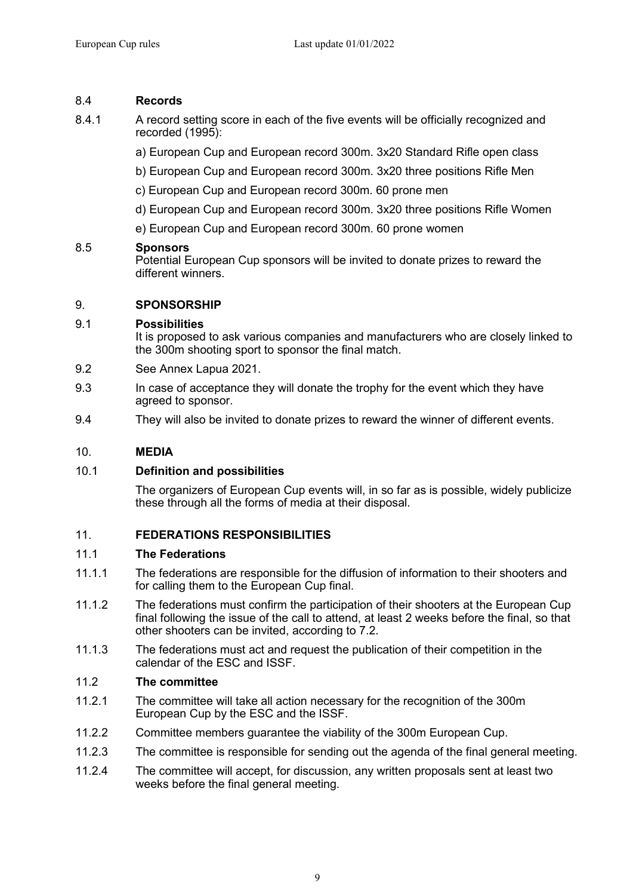### 8.4 Records

8.4.1 A record setting score in each of the five events will be officially recognized and recorded (1995):

a) European Cup and European record 300m. 3x20 Standard Rifle open class

b) European Cup and European record 300m. 3x20 three positions Rifle Men

c) European Cup and European record 300m. 60 prone men

d) European Cup and European record 300m. 3x20 three positions Rifle Women

e) European Cup and European record 300m. 60 prone women

### 8.5 Sponsors

Potential European Cup sponsors will be invited to donate prizes to reward the different winners.

## 9. SPONSORSHIP

### 9.1 Possibilities

It is proposed to ask various companies and manufacturers who are closely linked to the 300m shooting sport to sponsor the final match.

9.2 See Annex Lapua 2021.

9.3 In case of acceptance they will donate the trophy for the event which they have agreed to sponsor.

9.4 They will also be invited to donate prizes to reward the winner of different events.

## 10. MEDIA

### 10.1 Definition and possibilities

The organizers of European Cup events will, in so far as is possible, widely publicize these through all the forms of media at their disposal.

## 11. FEDERATIONS RESPONSIBILITIES

### 11.1 The Federations

11.1.1 The federations are responsible for the diffusion of information to their shooters and for calling them to the European Cup final.

11.1.2 The federations must confirm the participation of their shooters at the European Cup final following the issue of the call to attend, at least 2 weeks before the final, so that other shooters can be invited, according to 7.2.

11.1.3 The federations must act and request the publication of their competition in the calendar of the ESC and ISSF.

### 11.2 The committee

11.2.1 The committee will take all action necessary for the recognition of the 300m European Cup by the ESC and the ISSF.

11.2.2 Committee members guarantee the viability of the 300m European Cup.

11.2.3 The committee is responsible for sending out the agenda of the final general meeting.

11.2.4 The committee will accept, for discussion, any written proposals sent at least two weeks before the final general meeting.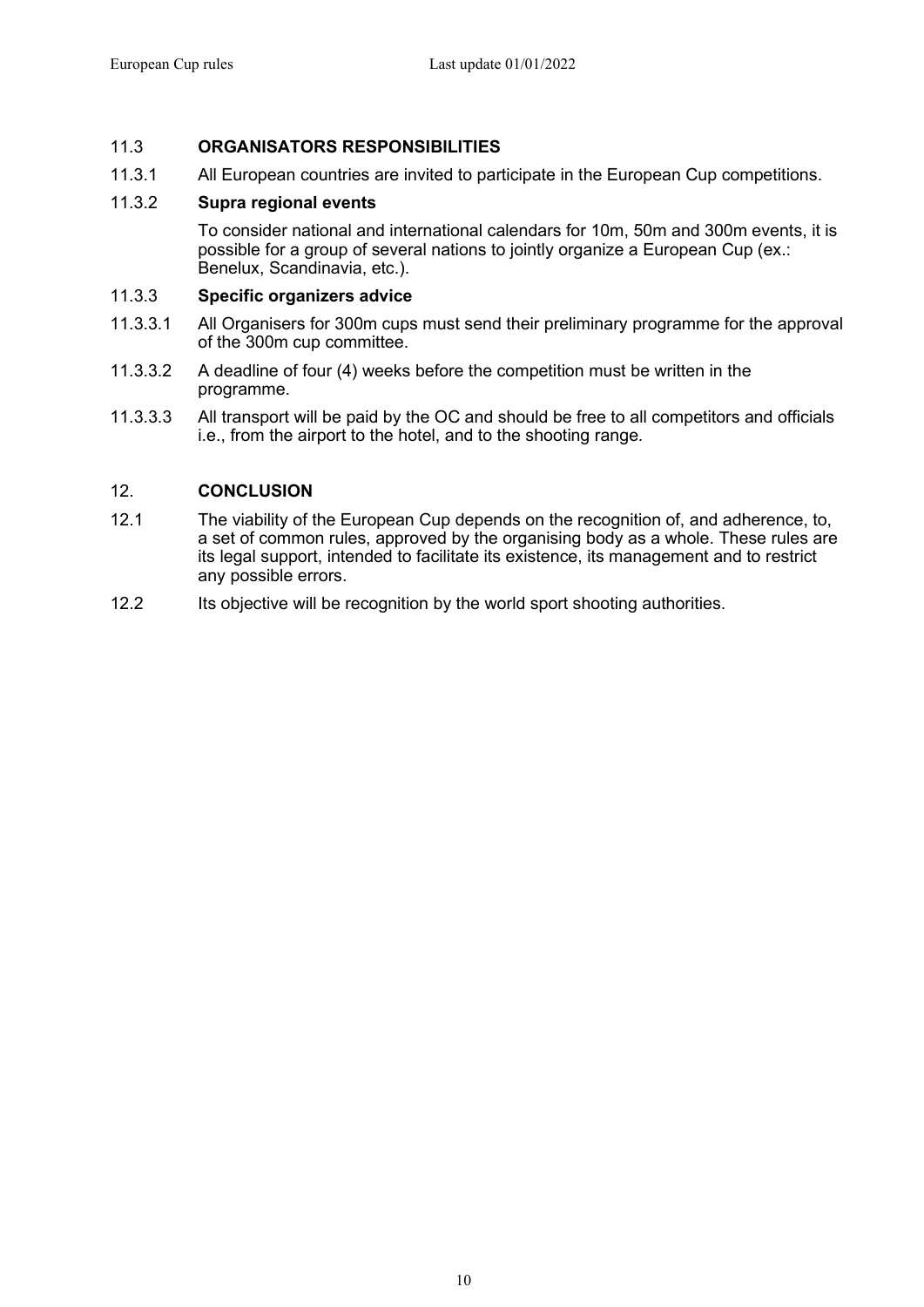## 11.3 ORGANISATORS RESPONSIBILITIES

11.3.1 All European countries are invited to participate in the European Cup competitions.

### 11.3.2 Supra regional events

To consider national and international calendars for 10m, 50m and 300m events, it is possible for a group of several nations to jointly organize a European Cup (ex.: Benelux, Scandinavia, etc.).

### 11.3.3 Specific organizers advice

11.3.3.1 All Organisers for 300m cups must send their preliminary programme for the approval of the 300m cup committee.

11.3.3.2 A deadline of four (4) weeks before the competition must be written in the programme.

11.3.3.3 All transport will be paid by the OC and should be free to all competitors and officials i.e., from the airport to the hotel, and to the shooting range.

## 12. CONCLUSION

12.1 The viability of the European Cup depends on the recognition of, and adherence, to, a set of common rules, approved by the organising body as a whole. These rules are its legal support, intended to facilitate its existence, its management and to restrict any possible errors.

12.2 Its objective will be recognition by the world sport shooting authorities.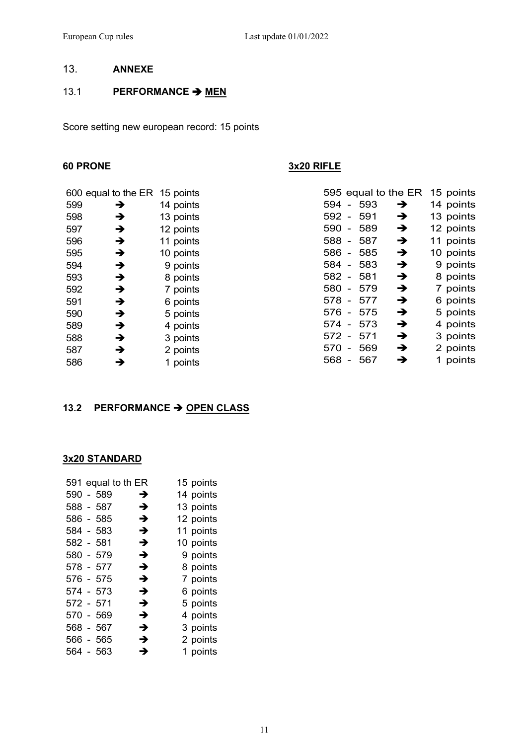## 13. ANNEXE

### 13.1 PERFORMANCE ➔ MEN

Score setting new european record: 15 points

**60 PRONE**

| | | |
|---|---|---|
| 600 equal to the ER | | 15 points |
| 599 | ➔ | 14 points |
| 598 | ➔ | 13 points |
| 597 | ➔ | 12 points |
| 596 | ➔ | 11 points |
| 595 | ➔ | 10 points |
| 594 | ➔ | 9 points |
| 593 | ➔ | 8 points |
| 592 | ➔ | 7 points |
| 591 | ➔ | 6 points |
| 590 | ➔ | 5 points |
| 589 | ➔ | 4 points |
| 588 | ➔ | 3 points |
| 587 | ➔ | 2 points |
| 586 | ➔ | 1 points |

**3x20 RIFLE**

| | | |
|---|---|---|
| 595 equal to the ER | | 15 points |
| 594 - 593 | ➔ | 14 points |
| 592 - 591 | ➔ | 13 points |
| 590 - 589 | ➔ | 12 points |
| 588 - 587 | ➔ | 11 points |
| 586 - 585 | ➔ | 10 points |
| 584 - 583 | ➔ | 9 points |
| 582 - 581 | ➔ | 8 points |
| 580 - 579 | ➔ | 7 points |
| 578 - 577 | ➔ | 6 points |
| 576 - 575 | ➔ | 5 points |
| 574 - 573 | ➔ | 4 points |
| 572 - 571 | ➔ | 3 points |
| 570 - 569 | ➔ | 2 points |
| 568 - 567 | ➔ | 1 points |

### 13.2 PERFORMANCE ➔ OPEN CLASS

**3x20 STANDARD**

| | | |
|---|---|---|
| 591 equal to th ER | | 15 points |
| 590 - 589 | ➔ | 14 points |
| 588 - 587 | ➔ | 13 points |
| 586 - 585 | ➔ | 12 points |
| 584 - 583 | ➔ | 11 points |
| 582 - 581 | ➔ | 10 points |
| 580 - 579 | ➔ | 9 points |
| 578 - 577 | ➔ | 8 points |
| 576 - 575 | ➔ | 7 points |
| 574 - 573 | ➔ | 6 points |
| 572 - 571 | ➔ | 5 points |
| 570 - 569 | ➔ | 4 points |
| 568 - 567 | ➔ | 3 points |
| 566 - 565 | ➔ | 2 points |
| 564 - 563 | ➔ | 1 points |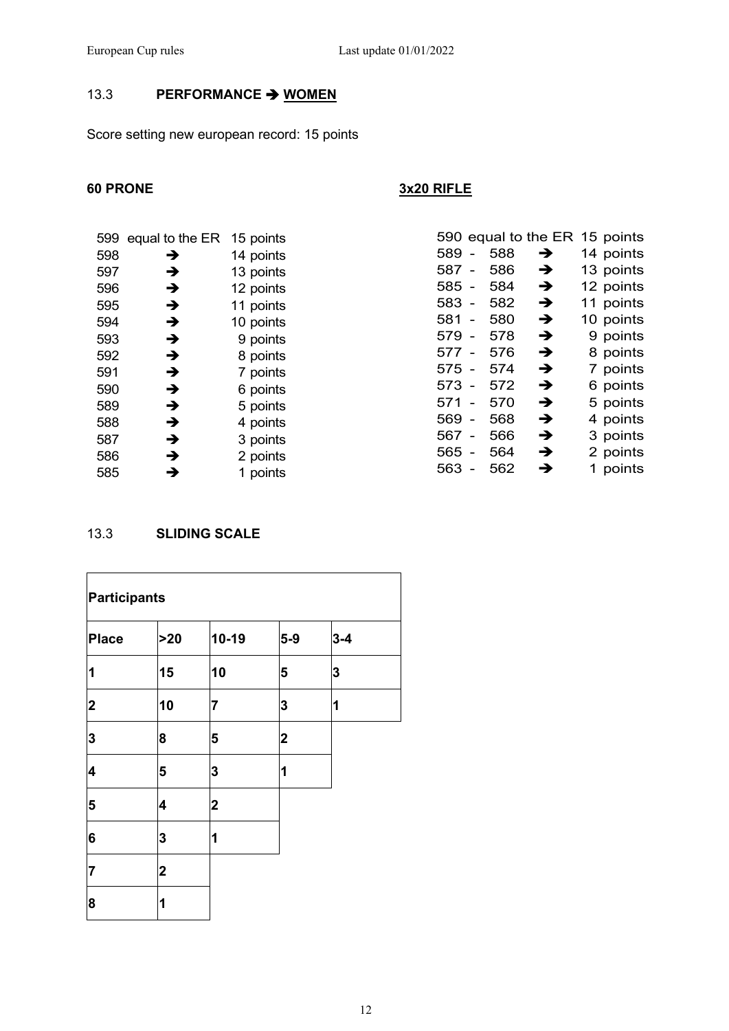## 13.3 PERFORMANCE ➔ WOMEN

Score setting new european record: 15 points

### 60 PRONE

| | | |
|---|---|---|
| 599 | equal to the ER | 15 points |
| 598 | ➔ | 14 points |
| 597 | ➔ | 13 points |
| 596 | ➔ | 12 points |
| 595 | ➔ | 11 points |
| 594 | ➔ | 10 points |
| 593 | ➔ | 9 points |
| 592 | ➔ | 8 points |
| 591 | ➔ | 7 points |
| 590 | ➔ | 6 points |
| 589 | ➔ | 5 points |
| 588 | ➔ | 4 points |
| 587 | ➔ | 3 points |
| 586 | ➔ | 2 points |
| 585 | ➔ | 1 points |

### 3x20 RIFLE

| | | |
|---|---|---|
| 590 | equal to the ER | 15 points |
| 589 - 588 | ➔ | 14 points |
| 587 - 586 | ➔ | 13 points |
| 585 - 584 | ➔ | 12 points |
| 583 - 582 | ➔ | 11 points |
| 581 - 580 | ➔ | 10 points |
| 579 - 578 | ➔ | 9 points |
| 577 - 576 | ➔ | 8 points |
| 575 - 574 | ➔ | 7 points |
| 573 - 572 | ➔ | 6 points |
| 571 - 570 | ➔ | 5 points |
| 569 - 568 | ➔ | 4 points |
| 567 - 566 | ➔ | 3 points |
| 565 - 564 | ➔ | 2 points |
| 563 - 562 | ➔ | 1 points |

## 13.3 SLIDING SCALE

| **Participants** | | | | |
|---|---|---|---|---|
| **Place** | **>20** | **10-19** | **5-9** | **3-4** |
| **1** | **15** | **10** | **5** | **3** |
| **2** | **10** | **7** | **3** | **1** |
| **3** | **8** | **5** | **2** | |
| **4** | **5** | **3** | **1** | |
| **5** | **4** | **2** | | |
| **6** | **3** | **1** | | |
| **7** | **2** | | | |
| **8** | **1** | | | |